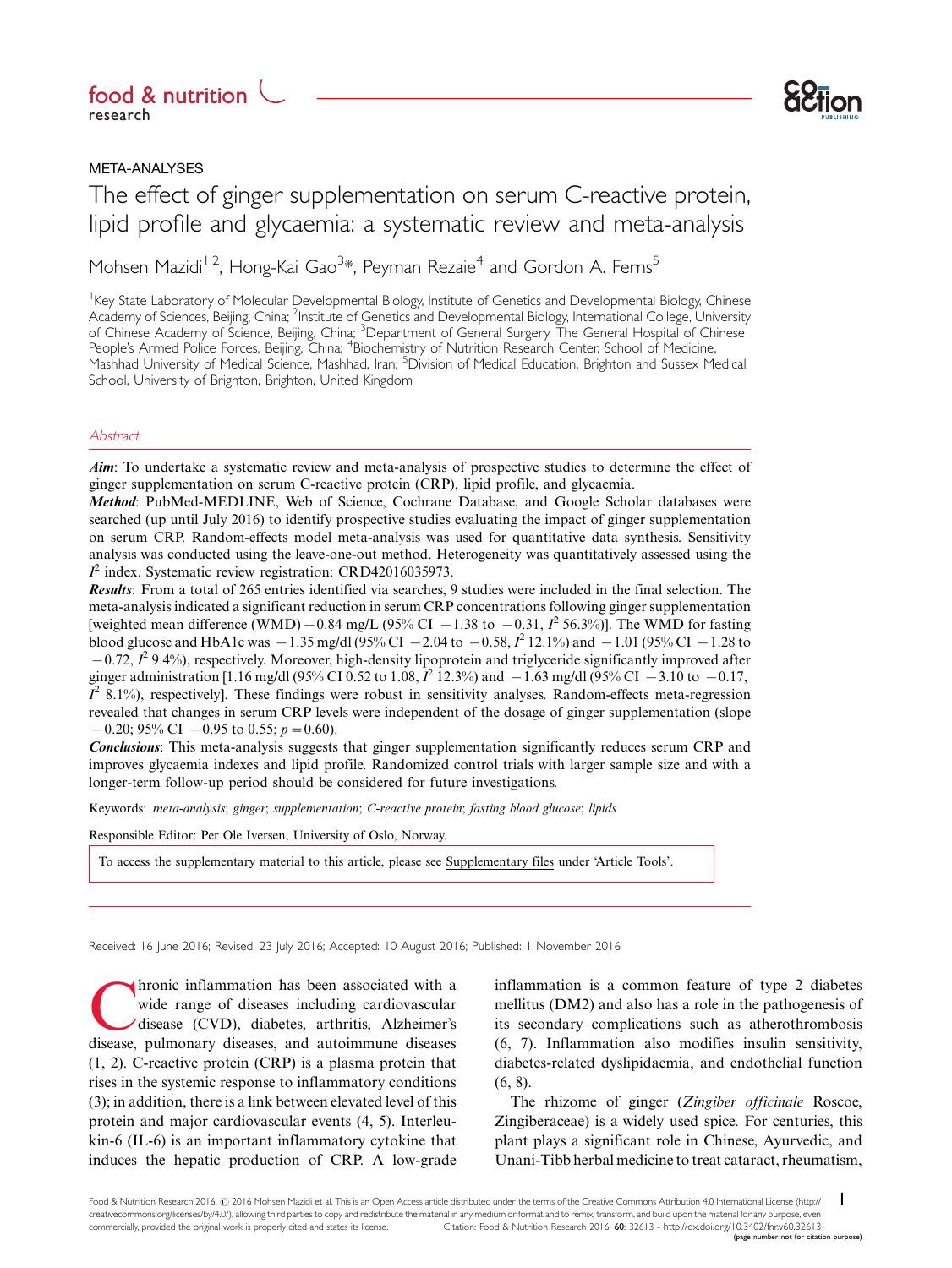META-ANALYSES

# The effect of ginger supplementation on serum C-reactive protein, lipid profile and glycaemia: a systematic review and meta-analysis

Mohsen Mazidi[1,2], Hong-Kai Gao[3]*, Peyman Rezaie[4] and Gordon A. Ferns[5]

[1]Key State Laboratory of Molecular Developmental Biology, Institute of Genetics and Developmental Biology, Chinese Academy of Sciences, Beijing, China; [2]Institute of Genetics and Developmental Biology, International College, University of Chinese Academy of Science, Beijing, China; [3]Department of General Surgery, The General Hospital of Chinese People's Armed Police Forces, Beijing, China; [4]Biochemistry of Nutrition Research Center, School of Medicine, Mashhad University of Medical Science, Mashhad, Iran; [5]Division of Medical Education, Brighton and Sussex Medical School, University of Brighton, Brighton, United Kingdom

## Abstract

***Aim***: To undertake a systematic review and meta-analysis of prospective studies to determine the effect of ginger supplementation on serum C-reactive protein (CRP), lipid profile, and glycaemia.

***Method***: PubMed-MEDLINE, Web of Science, Cochrane Database, and Google Scholar databases were searched (up until July 2016) to identify prospective studies evaluating the impact of ginger supplementation on serum CRP. Random-effects model meta-analysis was used for quantitative data synthesis. Sensitivity analysis was conducted using the leave-one-out method. Heterogeneity was quantitatively assessed using the $I^2$ index. Systematic review registration: CRD42016035973.

***Results***: From a total of 265 entries identified via searches, 9 studies were included in the final selection. The meta-analysis indicated a significant reduction in serum CRP concentrations following ginger supplementation [weighted mean difference (WMD) −0.84 mg/L (95% CI −1.38 to −0.31, $I^2$ 56.3%)]. The WMD for fasting blood glucose and HbA1c was −1.35 mg/dl (95% CI −2.04 to −0.58, $I^2$ 12.1%) and −1.01 (95% CI −1.28 to −0.72, $I^2$ 9.4%), respectively. Moreover, high-density lipoprotein and triglyceride significantly improved after ginger administration [1.16 mg/dl (95% CI 0.52 to 1.08, $I^2$ 12.3%) and −1.63 mg/dl (95% CI −3.10 to −0.17, $I^2$ 8.1%), respectively]. These findings were robust in sensitivity analyses. Random-effects meta-regression revealed that changes in serum CRP levels were independent of the dosage of ginger supplementation (slope −0.20; 95% CI −0.95 to 0.55; $p = 0.60$).

***Conclusions***: This meta-analysis suggests that ginger supplementation significantly reduces serum CRP and improves glycaemia indexes and lipid profile. Randomized control trials with larger sample size and with a longer-term follow-up period should be considered for future investigations.

Keywords: *meta-analysis*; *ginger*; *supplementation*; *C-reactive protein*; *fasting blood glucose*; *lipids*

Responsible Editor: Per Ole Iversen, University of Oslo, Norway.

To access the supplementary material to this article, please see Supplementary files under 'Article Tools'.

Received: 16 June 2016; Revised: 23 July 2016; Accepted: 10 August 2016; Published: 1 November 2016

Chronic inflammation has been associated with a wide range of diseases including cardiovascular disease (CVD), diabetes, arthritis, Alzheimer's disease, pulmonary diseases, and autoimmune diseases (1, 2). C-reactive protein (CRP) is a plasma protein that rises in the systemic response to inflammatory conditions (3); in addition, there is a link between elevated level of this protein and major cardiovascular events (4, 5). Interleukin-6 (IL-6) is an important inflammatory cytokine that induces the hepatic production of CRP. A low-grade inflammation is a common feature of type 2 diabetes mellitus (DM2) and also has a role in the pathogenesis of its secondary complications such as atherothrombosis (6, 7). Inflammation also modifies insulin sensitivity, diabetes-related dyslipidaemia, and endothelial function (6, 8).

The rhizome of ginger (*Zingiber officinale* Roscoe, Zingiberaceae) is a widely used spice. For centuries, this plant plays a significant role in Chinese, Ayurvedic, and Unani-Tibb herbal medicine to treat cataract, rheumatism,

Food & Nutrition Research 2016. © 2016 Mohsen Mazidi et al. This is an Open Access article distributed under the terms of the Creative Commons Attribution 4.0 International License (http://creativecommons.org/licenses/by/4.0/), allowing third parties to copy and redistribute the material in any medium or format and to remix, transform, and build upon the material for any purpose, even commercially, provided the original work is properly cited and states its license. Citation: Food & Nutrition Research 2016, 60: 32613 - http://dx.doi.org/10.3402/fnr.v60.32613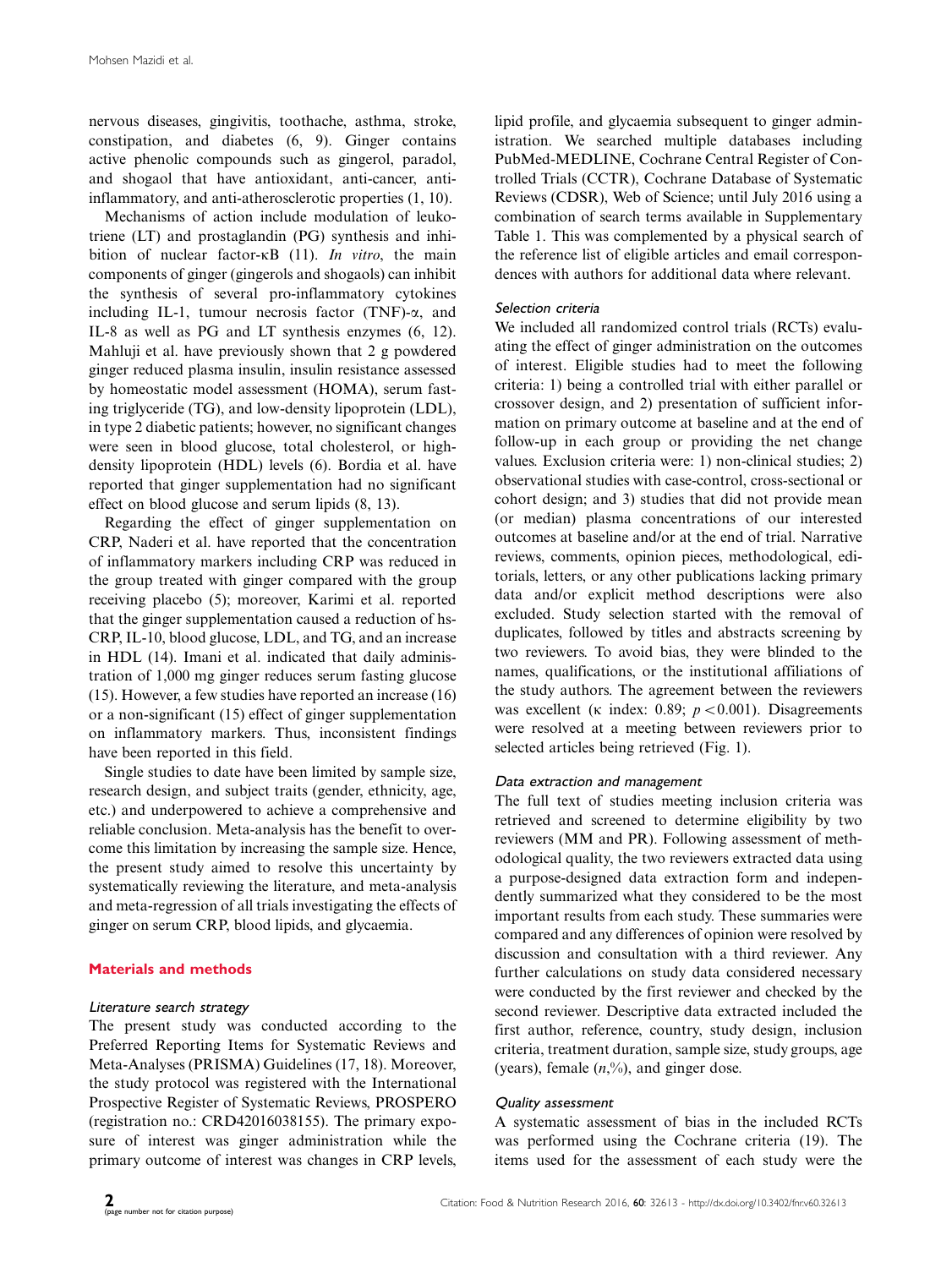nervous diseases, gingivitis, toothache, asthma, stroke, constipation, and diabetes (6, 9). Ginger contains active phenolic compounds such as gingerol, paradol, and shogaol that have antioxidant, anti-cancer, anti-inflammatory, and anti-atherosclerotic properties (1, 10).

Mechanisms of action include modulation of leukotriene (LT) and prostaglandin (PG) synthesis and inhibition of nuclear factor-κB (11). *In vitro*, the main components of ginger (gingerols and shogaols) can inhibit the synthesis of several pro-inflammatory cytokines including IL-1, tumour necrosis factor (TNF)-α, and IL-8 as well as PG and LT synthesis enzymes (6, 12). Mahluji et al. have previously shown that 2 g powdered ginger reduced plasma insulin, insulin resistance assessed by homeostatic model assessment (HOMA), serum fasting triglyceride (TG), and low-density lipoprotein (LDL), in type 2 diabetic patients; however, no significant changes were seen in blood glucose, total cholesterol, or high-density lipoprotein (HDL) levels (6). Bordia et al. have reported that ginger supplementation had no significant effect on blood glucose and serum lipids (8, 13).

Regarding the effect of ginger supplementation on CRP, Naderi et al. have reported that the concentration of inflammatory markers including CRP was reduced in the group treated with ginger compared with the group receiving placebo (5); moreover, Karimi et al. reported that the ginger supplementation caused a reduction of hs-CRP, IL-10, blood glucose, LDL, and TG, and an increase in HDL (14). Imani et al. indicated that daily administration of 1,000 mg ginger reduces serum fasting glucose (15). However, a few studies have reported an increase (16) or a non-significant (15) effect of ginger supplementation on inflammatory markers. Thus, inconsistent findings have been reported in this field.

Single studies to date have been limited by sample size, research design, and subject traits (gender, ethnicity, age, etc.) and underpowered to achieve a comprehensive and reliable conclusion. Meta-analysis has the benefit to overcome this limitation by increasing the sample size. Hence, the present study aimed to resolve this uncertainty by systematically reviewing the literature, and meta-analysis and meta-regression of all trials investigating the effects of ginger on serum CRP, blood lipids, and glycaemia.

## Materials and methods

### *Literature search strategy*

The present study was conducted according to the Preferred Reporting Items for Systematic Reviews and Meta-Analyses (PRISMA) Guidelines (17, 18). Moreover, the study protocol was registered with the International Prospective Register of Systematic Reviews, PROSPERO (registration no.: CRD42016038155). The primary exposure of interest was ginger administration while the primary outcome of interest was changes in CRP levels, lipid profile, and glycaemia subsequent to ginger administration. We searched multiple databases including PubMed-MEDLINE, Cochrane Central Register of Controlled Trials (CCTR), Cochrane Database of Systematic Reviews (CDSR), Web of Science; until July 2016 using a combination of search terms available in Supplementary Table 1. This was complemented by a physical search of the reference list of eligible articles and email correspondences with authors for additional data where relevant.

### *Selection criteria*

We included all randomized control trials (RCTs) evaluating the effect of ginger administration on the outcomes of interest. Eligible studies had to meet the following criteria: 1) being a controlled trial with either parallel or crossover design, and 2) presentation of sufficient information on primary outcome at baseline and at the end of follow-up in each group or providing the net change values. Exclusion criteria were: 1) non-clinical studies; 2) observational studies with case-control, cross-sectional or cohort design; and 3) studies that did not provide mean (or median) plasma concentrations of our interested outcomes at baseline and/or at the end of trial. Narrative reviews, comments, opinion pieces, methodological, editorials, letters, or any other publications lacking primary data and/or explicit method descriptions were also excluded. Study selection started with the removal of duplicates, followed by titles and abstracts screening by two reviewers. To avoid bias, they were blinded to the names, qualifications, or the institutional affiliations of the study authors. The agreement between the reviewers was excellent (κ index: 0.89; $p < 0.001$). Disagreements were resolved at a meeting between reviewers prior to selected articles being retrieved (Fig. 1).

### *Data extraction and management*

The full text of studies meeting inclusion criteria was retrieved and screened to determine eligibility by two reviewers (MM and PR). Following assessment of methodological quality, the two reviewers extracted data using a purpose-designed data extraction form and independently summarized what they considered to be the most important results from each study. These summaries were compared and any differences of opinion were resolved by discussion and consultation with a third reviewer. Any further calculations on study data considered necessary were conducted by the first reviewer and checked by the second reviewer. Descriptive data extracted included the first author, reference, country, study design, inclusion criteria, treatment duration, sample size, study groups, age (years), female ($n$,%), and ginger dose.

### *Quality assessment*

A systematic assessment of bias in the included RCTs was performed using the Cochrane criteria (19). The items used for the assessment of each study were the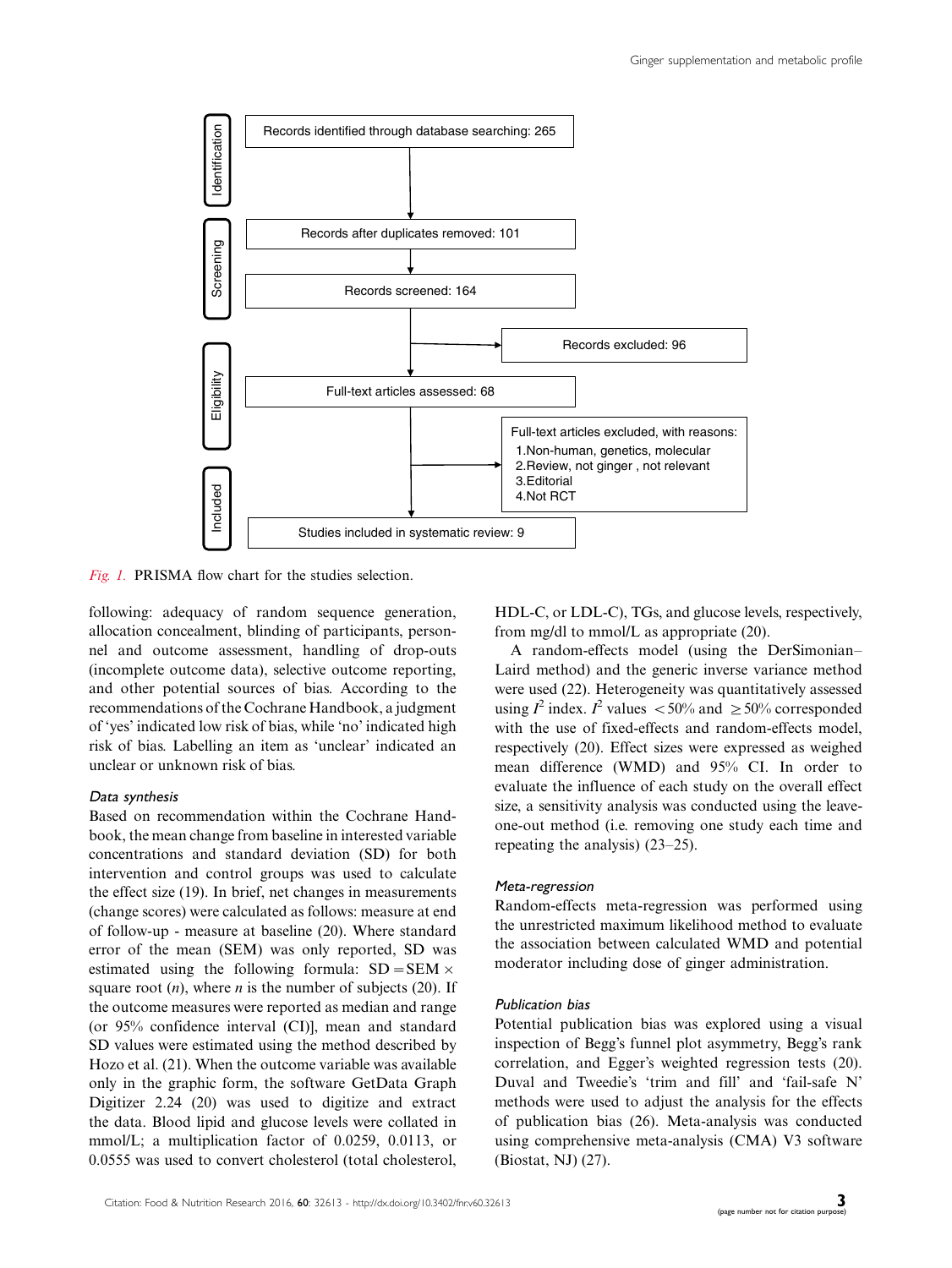Identification

Records identified through database searching: 265

Screening

Records after duplicates removed: 101

Records screened: 164

Records excluded: 96

Eligibility

Full-text articles assessed: 68

Full-text articles excluded, with reasons:
1. Non-human, genetics, molecular
2. Review, not ginger , not relevant
3. Editorial
4. Not RCT

Included

Studies included in systematic review: 9

*Fig. 1.* PRISMA flow chart for the studies selection.

following: adequacy of random sequence generation, allocation concealment, blinding of participants, personnel and outcome assessment, handling of drop-outs (incomplete outcome data), selective outcome reporting, and other potential sources of bias. According to the recommendations of the Cochrane Handbook, a judgment of 'yes' indicated low risk of bias, while 'no' indicated high risk of bias. Labelling an item as 'unclear' indicated an unclear or unknown risk of bias.

### Data synthesis

Based on recommendation within the Cochrane Handbook, the mean change from baseline in interested variable concentrations and standard deviation (SD) for both intervention and control groups was used to calculate the effect size (19). In brief, net changes in measurements (change scores) were calculated as follows: measure at end of follow-up - measure at baseline (20). Where standard error of the mean (SEM) was only reported, SD was estimated using the following formula: $\mathrm{SD} = \mathrm{SEM} \times$ square root ($n$), where $n$ is the number of subjects (20). If the outcome measures were reported as median and range (or 95% confidence interval (CI)], mean and standard SD values were estimated using the method described by Hozo et al. (21). When the outcome variable was available only in the graphic form, the software GetData Graph Digitizer 2.24 (20) was used to digitize and extract the data. Blood lipid and glucose levels were collated in mmol/L; a multiplication factor of 0.0259, 0.0113, or 0.0555 was used to convert cholesterol (total cholesterol, HDL-C, or LDL-C), TGs, and glucose levels, respectively, from mg/dl to mmol/L as appropriate (20).

A random-effects model (using the DerSimonian–Laird method) and the generic inverse variance method were used (22). Heterogeneity was quantitatively assessed using $I^2$ index. $I^2$ values $<50\%$ and $\geq 50\%$ corresponded with the use of fixed-effects and random-effects model, respectively (20). Effect sizes were expressed as weighed mean difference (WMD) and 95% CI. In order to evaluate the influence of each study on the overall effect size, a sensitivity analysis was conducted using the leave-one-out method (i.e. removing one study each time and repeating the analysis) (23–25).

### Meta-regression

Random-effects meta-regression was performed using the unrestricted maximum likelihood method to evaluate the association between calculated WMD and potential moderator including dose of ginger administration.

### Publication bias

Potential publication bias was explored using a visual inspection of Begg's funnel plot asymmetry, Begg's rank correlation, and Egger's weighted regression tests (20). Duval and Tweedie's 'trim and fill' and 'fail-safe N' methods were used to adjust the analysis for the effects of publication bias (26). Meta-analysis was conducted using comprehensive meta-analysis (CMA) V3 software (Biostat, NJ) (27).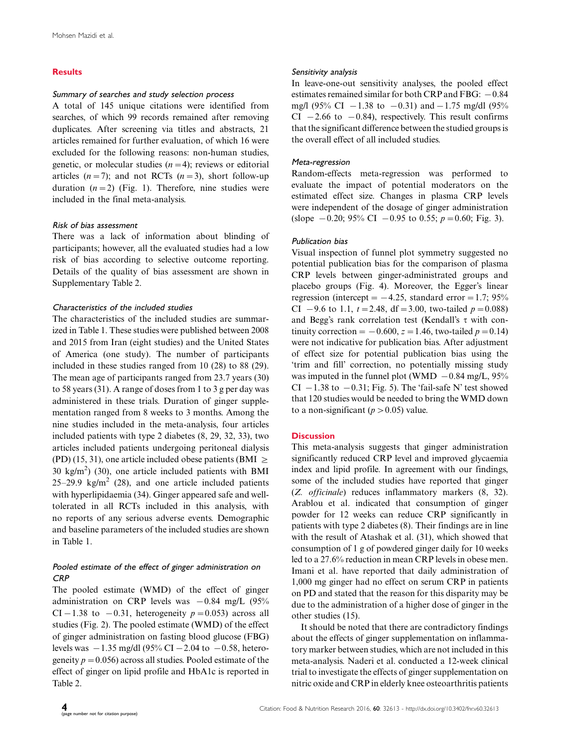## Results

### Summary of searches and study selection process

A total of 145 unique citations were identified from searches, of which 99 records remained after removing duplicates. After screening via titles and abstracts, 21 articles remained for further evaluation, of which 16 were excluded for the following reasons: non-human studies, genetic, or molecular studies ($n = 4$); reviews or editorial articles ($n = 7$); and not RCTs ($n = 3$), short follow-up duration ($n = 2$) (Fig. 1). Therefore, nine studies were included in the final meta-analysis.

### Risk of bias assessment

There was a lack of information about blinding of participants; however, all the evaluated studies had a low risk of bias according to selective outcome reporting. Details of the quality of bias assessment are shown in Supplementary Table 2.

### Characteristics of the included studies

The characteristics of the included studies are summarized in Table 1. These studies were published between 2008 and 2015 from Iran (eight studies) and the United States of America (one study). The number of participants included in these studies ranged from 10 (28) to 88 (29). The mean age of participants ranged from 23.7 years (30) to 58 years (31). A range of doses from 1 to 3 g per day was administered in these trials. Duration of ginger supplementation ranged from 8 weeks to 3 months. Among the nine studies included in the meta-analysis, four articles included patients with type 2 diabetes (8, 29, 32, 33), two articles included patients undergoing peritoneal dialysis (PD) (15, 31), one article included obese patients (BMI $\geq$ 30 kg/m$^2$) (30), one article included patients with BMI 25–29.9 kg/m$^2$ (28), and one article included patients with hyperlipidaemia (34). Ginger appeared safe and well-tolerated in all RCTs included in this analysis, with no reports of any serious adverse events. Demographic and baseline parameters of the included studies are shown in Table 1.

### Pooled estimate of the effect of ginger administration on CRP

The pooled estimate (WMD) of the effect of ginger administration on CRP levels was $-0.84$ mg/L (95% CI $-1.38$ to $-0.31$, heterogeneity $p = 0.053$) across all studies (Fig. 2). The pooled estimate (WMD) of the effect of ginger administration on fasting blood glucose (FBG) levels was $-1.35$ mg/dl (95% CI $-2.04$ to $-0.58$, heterogeneity $p = 0.056$) across all studies. Pooled estimate of the effect of ginger on lipid profile and HbA1c is reported in Table 2.

### Sensitivity analysis

In leave-one-out sensitivity analyses, the pooled effect estimates remained similar for both CRP and FBG: $-0.84$ mg/l (95% CI $-1.38$ to $-0.31$) and $-1.75$ mg/dl (95% CI $-2.66$ to $-0.84$), respectively. This result confirms that the significant difference between the studied groups is the overall effect of all included studies.

### Meta-regression

Random-effects meta-regression was performed to evaluate the impact of potential moderators on the estimated effect size. Changes in plasma CRP levels were independent of the dosage of ginger administration (slope $-0.20$; 95% CI $-0.95$ to 0.55; $p = 0.60$; Fig. 3).

### Publication bias

Visual inspection of funnel plot symmetry suggested no potential publication bias for the comparison of plasma CRP levels between ginger-administrated groups and placebo groups (Fig. 4). Moreover, the Egger's linear regression (intercept $= -4.25$, standard error $= 1.7$; 95% CI $-9.6$ to 1.1, $t = 2.48$, df $= 3.00$, two-tailed $p = 0.088$) and Begg's rank correlation test (Kendall's $\tau$ with continuity correction $= -0.600$, $z = 1.46$, two-tailed $p = 0.14$) were not indicative for publication bias. After adjustment of effect size for potential publication bias using the 'trim and fill' correction, no potentially missing study was imputed in the funnel plot (WMD $-0.84$ mg/L, 95% CI $-1.38$ to $-0.31$; Fig. 5). The 'fail-safe N' test showed that 120 studies would be needed to bring the WMD down to a non-significant ($p > 0.05$) value.

## Discussion

This meta-analysis suggests that ginger administration significantly reduced CRP level and improved glycaemia index and lipid profile. In agreement with our findings, some of the included studies have reported that ginger (*Z. officinale*) reduces inflammatory markers (8, 32). Arablou et al. indicated that consumption of ginger powder for 12 weeks can reduce CRP significantly in patients with type 2 diabetes (8). Their findings are in line with the result of Atashak et al. (31), which showed that consumption of 1 g of powdered ginger daily for 10 weeks led to a 27.6% reduction in mean CRP levels in obese men. Imani et al. have reported that daily administration of 1,000 mg ginger had no effect on serum CRP in patients on PD and stated that the reason for this disparity may be due to the administration of a higher dose of ginger in the other studies (15).

It should be noted that there are contradictory findings about the effects of ginger supplementation on inflammatory marker between studies, which are not included in this meta-analysis. Naderi et al. conducted a 12-week clinical trial to investigate the effects of ginger supplementation on nitric oxide and CRP in elderly knee osteoarthritis patients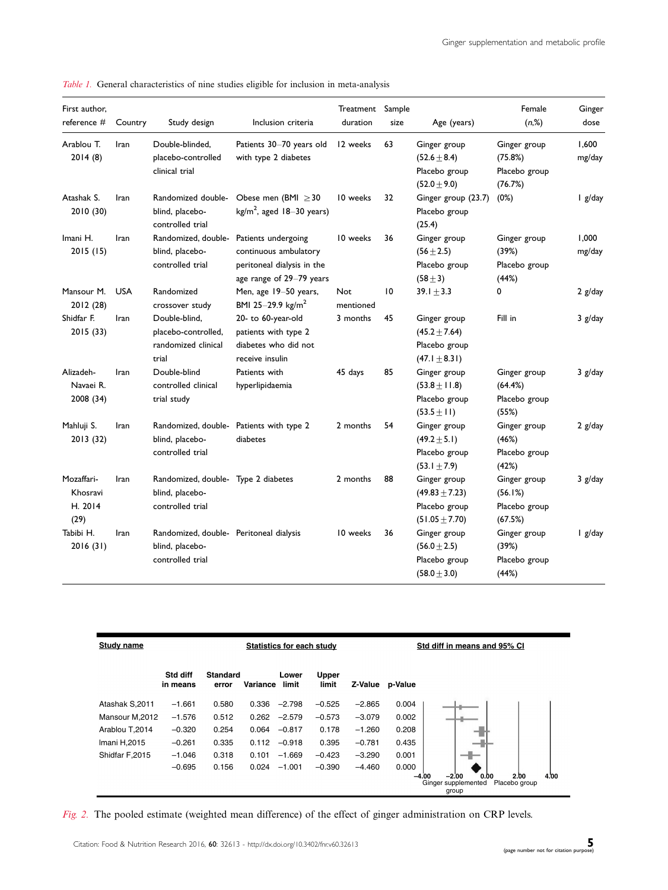*Table 1.* General characteristics of nine studies eligible for inclusion in meta-analysis

| First author, reference # | Country | Study design | Inclusion criteria | Treatment duration | Sample size | Age (years) | Female (n,%) | Ginger dose |
|---|---|---|---|---|---|---|---|---|
| Arablou T. 2014 (8) | Iran | Double-blinded, placebo-controlled clinical trial | Patients 30–70 years old with type 2 diabetes | 12 weeks | 63 | Ginger group (52.6 ± 8.4) Placebo group (52.0 ± 9.0) | Ginger group (75.8%) Placebo group (76.7%) | 1,600 mg/day |
| Atashak S. 2010 (30) | Iran | Randomized double-blind, placebo-controlled trial | Obese men (BMI ≥30 kg/m², aged 18–30 years) | 10 weeks | 32 | Ginger group (23.7) Placebo group (25.4) | (0%) | 1 g/day |
| Imani H. 2015 (15) | Iran | Randomized, double-blind, placebo-controlled trial | Patients undergoing continuous ambulatory peritoneal dialysis in the age range of 29–79 years | 10 weeks | 36 | Ginger group (56 ± 2.5) Placebo group (58 ± 3) | Ginger group (39%) Placebo group (44%) | 1,000 mg/day |
| Mansour M. 2012 (28) | USA | Randomized crossover study | Men, age 19–50 years, BMI 25–29.9 kg/m² | Not mentioned | 10 | 39.1 ± 3.3 | 0 | 2 g/day |
| Shidfar F. 2015 (33) | Iran | Double-blind, placebo-controlled, randomized clinical trial | 20- to 60-year-old patients with type 2 diabetes who did not receive insulin | 3 months | 45 | Ginger group (45.2 ± 7.64) Placebo group (47.1 ± 8.31) | Fill in | 3 g/day |
| Alizadeh-Navaei R. 2008 (34) | Iran | Double-blind controlled clinical trial study | Patients with hyperlipidaemia | 45 days | 85 | Ginger group (53.8 ± 11.8) Placebo group (53.5 ± 11) | Ginger group (64.4%) Placebo group (55%) | 3 g/day |
| Mahluji S. 2013 (32) | Iran | Randomized, double-blind, placebo-controlled trial | Patients with type 2 diabetes | 2 months | 54 | Ginger group (49.2 ± 5.1) Placebo group (53.1 ± 7.9) | Ginger group (46%) Placebo group (42%) | 2 g/day |
| Mozaffari-Khosravi H. 2014 (29) | Iran | Randomized, double-blind, placebo-controlled trial | Type 2 diabetes | 2 months | 88 | Ginger group (49.83 ± 7.23) Placebo group (51.05 ± 7.70) | Ginger group (56.1%) Placebo group (67.5%) | 3 g/day |
| Tabibi H. 2016 (31) | Iran | Randomized, double-blind, placebo-controlled trial | Peritoneal dialysis | 10 weeks | 36 | Ginger group (56.0 ± 2.5) Placebo group (58.0 ± 3.0) | Ginger group (39%) Placebo group (44%) | 1 g/day |

| Study name | Std diff in means | Standard error | Variance | Lower limit | Upper limit | Z-Value | p-Value |
|---|---|---|---|---|---|---|---|
| Atashak S,2011 | −1.661 | 0.580 | 0.336 | −2.798 | −0.525 | −2.865 | 0.004 |
| Mansour M,2012 | −1.576 | 0.512 | 0.262 | −2.579 | −0.573 | −3.079 | 0.002 |
| Arablou T,2014 | −0.320 | 0.254 | 0.064 | −0.817 | 0.178 | −1.260 | 0.208 |
| Imani H,2015 | −0.261 | 0.335 | 0.112 | −0.918 | 0.395 | −0.781 | 0.435 |
| Shidfar F,2015 | −1.046 | 0.318 | 0.101 | −1.669 | −0.423 | −3.290 | 0.001 |
| | −0.695 | 0.156 | 0.024 | −1.001 | −0.390 | −4.460 | 0.000 |

Std diff in means and 95% CI (axis −4.00 to 4.00; Ginger supplemented group / Placebo group)

*Fig. 2.* The pooled estimate (weighted mean difference) of the effect of ginger administration on CRP levels.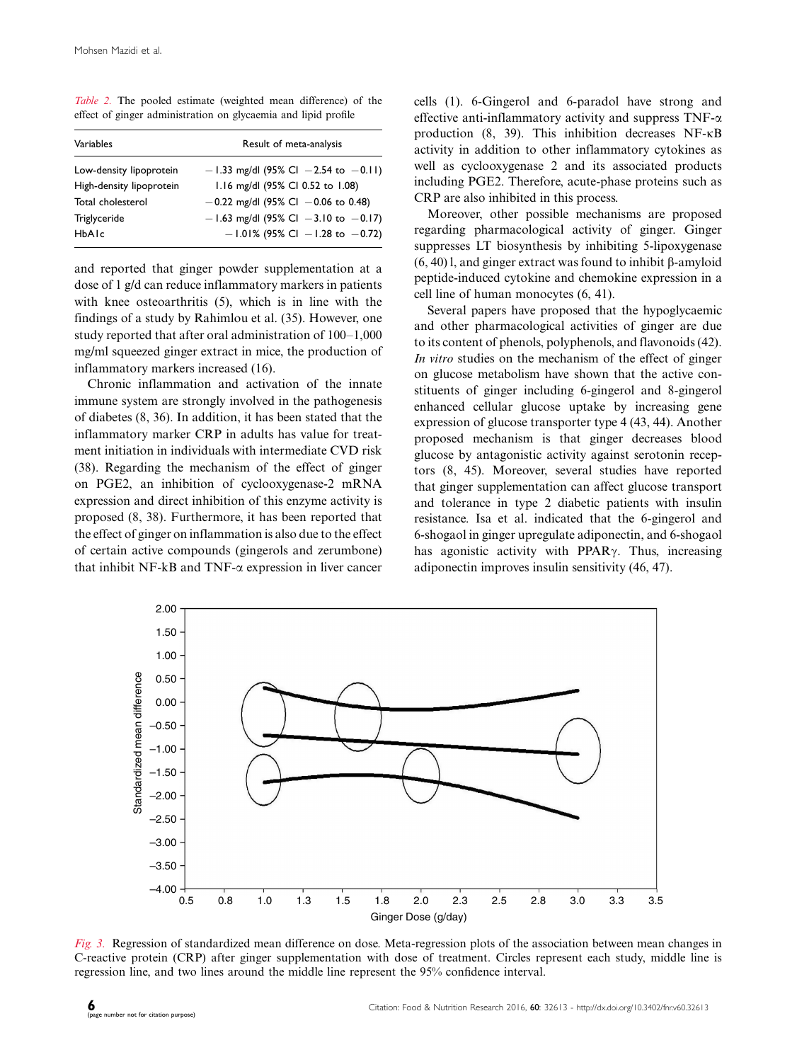*Table 2.* The pooled estimate (weighted mean difference) of the effect of ginger administration on glycaemia and lipid profile

| Variables | Result of meta-analysis |
| --- | --- |
| Low-density lipoprotein | −1.33 mg/dl (95% CI −2.54 to −0.11) |
| High-density lipoprotein | 1.16 mg/dl (95% CI 0.52 to 1.08) |
| Total cholesterol | −0.22 mg/dl (95% CI −0.06 to 0.48) |
| Triglyceride | −1.63 mg/dl (95% CI −3.10 to −0.17) |
| HbA1c | −1.01% (95% CI −1.28 to −0.72) |

and reported that ginger powder supplementation at a dose of 1 g/d can reduce inflammatory markers in patients with knee osteoarthritis (5), which is in line with the findings of a study by Rahimlou et al. (35). However, one study reported that after oral administration of 100–1,000 mg/ml squeezed ginger extract in mice, the production of inflammatory markers increased (16).

Chronic inflammation and activation of the innate immune system are strongly involved in the pathogenesis of diabetes (8, 36). In addition, it has been stated that the inflammatory marker CRP in adults has value for treatment initiation in individuals with intermediate CVD risk (38). Regarding the mechanism of the effect of ginger on PGE2, an inhibition of cyclooxygenase-2 mRNA expression and direct inhibition of this enzyme activity is proposed (8, 38). Furthermore, it has been reported that the effect of ginger on inflammation is also due to the effect of certain active compounds (gingerols and zerumbone) that inhibit NF-kB and TNF-α expression in liver cancer cells (1). 6-Gingerol and 6-paradol have strong and effective anti-inflammatory activity and suppress TNF-α production (8, 39). This inhibition decreases NF-κB activity in addition to other inflammatory cytokines as well as cyclooxygenase 2 and its associated products including PGE2. Therefore, acute-phase proteins such as CRP are also inhibited in this process.

Moreover, other possible mechanisms are proposed regarding pharmacological activity of ginger. Ginger suppresses LT biosynthesis by inhibiting 5-lipoxygenase (6, 40)1, and ginger extract was found to inhibit β-amyloid peptide-induced cytokine and chemokine expression in a cell line of human monocytes (6, 41).

Several papers have proposed that the hypoglycaemic and other pharmacological activities of ginger are due to its content of phenols, polyphenols, and flavonoids (42). *In vitro* studies on the mechanism of the effect of ginger on glucose metabolism have shown that the active constituents of ginger including 6-gingerol and 8-gingerol enhanced cellular glucose uptake by increasing gene expression of glucose transporter type 4 (43, 44). Another proposed mechanism is that ginger decreases blood glucose by antagonistic activity against serotonin receptors (8, 45). Moreover, several studies have reported that ginger supplementation can affect glucose transport and tolerance in type 2 diabetic patients with insulin resistance. Isa et al. indicated that the 6-gingerol and 6-shogaol in ginger upregulate adiponectin, and 6-shogaol has agonistic activity with PPARγ. Thus, increasing adiponectin improves insulin sensitivity (46, 47).

*Fig. 3.* Regression of standardized mean difference on dose. Meta-regression plots of the association between mean changes in C-reactive protein (CRP) after ginger supplementation with dose of treatment. Circles represent each study, middle line is regression line, and two lines around the middle line represent the 95% confidence interval.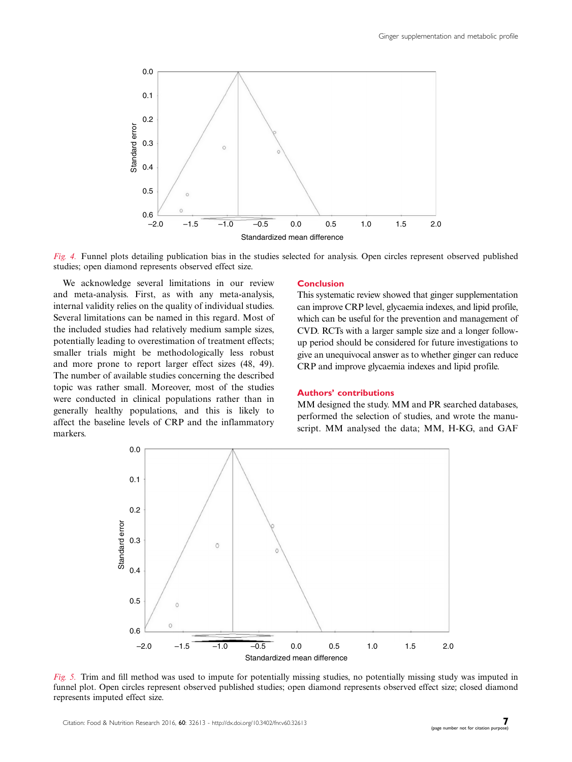*Fig. 4.* Funnel plots detailing publication bias in the studies selected for analysis. Open circles represent observed published studies; open diamond represents observed effect size.

We acknowledge several limitations in our review and meta-analysis. First, as with any meta-analysis, internal validity relies on the quality of individual studies. Several limitations can be named in this regard. Most of the included studies had relatively medium sample sizes, potentially leading to overestimation of treatment effects; smaller trials might be methodologically less robust and more prone to report larger effect sizes (48, 49). The number of available studies concerning the described topic was rather small. Moreover, most of the studies were conducted in clinical populations rather than in generally healthy populations, and this is likely to affect the baseline levels of CRP and the inflammatory markers.

## Conclusion

This systematic review showed that ginger supplementation can improve CRP level, glycaemia indexes, and lipid profile, which can be useful for the prevention and management of CVD. RCTs with a larger sample size and a longer follow-up period should be considered for future investigations to give an unequivocal answer as to whether ginger can reduce CRP and improve glycaemia indexes and lipid profile.

## Authors' contributions

MM designed the study. MM and PR searched databases, performed the selection of studies, and wrote the manuscript. MM analysed the data; MM, H-KG, and GAF

*Fig. 5.* Trim and fill method was used to impute for potentially missing studies, no potentially missing study was imputed in funnel plot. Open circles represent observed published studies; open diamond represents observed effect size; closed diamond represents imputed effect size.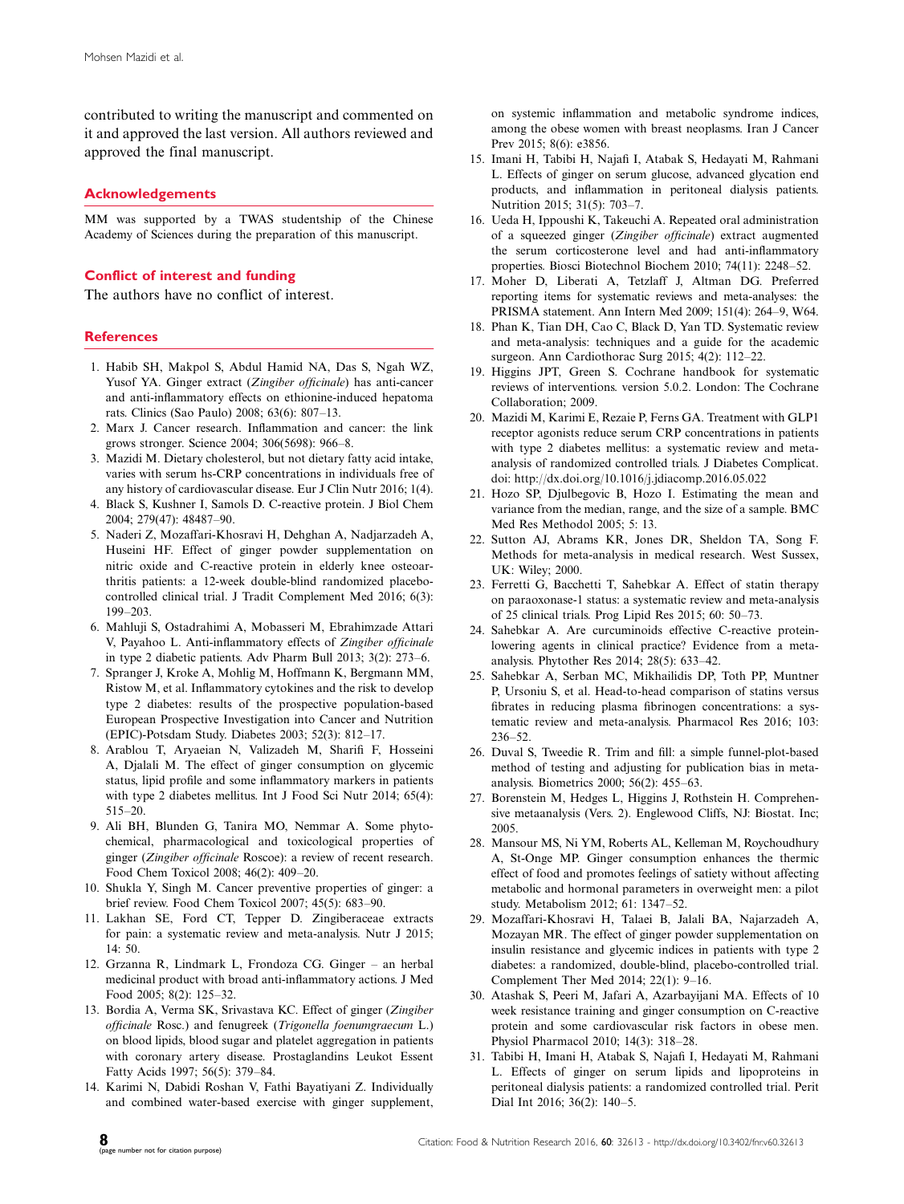contributed to writing the manuscript and commented on it and approved the last version. All authors reviewed and approved the final manuscript.

## Acknowledgements

MM was supported by a TWAS studentship of the Chinese Academy of Sciences during the preparation of this manuscript.

## Conflict of interest and funding

The authors have no conflict of interest.

## References

1. Habib SH, Makpol S, Abdul Hamid NA, Das S, Ngah WZ, Yusof YA. Ginger extract (*Zingiber officinale*) has anti-cancer and anti-inflammatory effects on ethionine-induced hepatoma rats. Clinics (Sao Paulo) 2008; 63(6): 807–13.
2. Marx J. Cancer research. Inflammation and cancer: the link grows stronger. Science 2004; 306(5698): 966–8.
3. Mazidi M. Dietary cholesterol, but not dietary fatty acid intake, varies with serum hs-CRP concentrations in individuals free of any history of cardiovascular disease. Eur J Clin Nutr 2016; 1(4).
4. Black S, Kushner I, Samols D. C-reactive protein. J Biol Chem 2004; 279(47): 48487–90.
5. Naderi Z, Mozaffari-Khosravi H, Dehghan A, Nadjarzadeh A, Huseini HF. Effect of ginger powder supplementation on nitric oxide and C-reactive protein in elderly knee osteoarthritis patients: a 12-week double-blind randomized placebo-controlled clinical trial. J Tradit Complement Med 2016; 6(3): 199–203.
6. Mahluji S, Ostadrahimi A, Mobasseri M, Ebrahimzade Attari V, Payahoo L. Anti-inflammatory effects of *Zingiber officinale* in type 2 diabetic patients. Adv Pharm Bull 2013; 3(2): 273–6.
7. Spranger J, Kroke A, Mohlig M, Hoffmann K, Bergmann MM, Ristow M, et al. Inflammatory cytokines and the risk to develop type 2 diabetes: results of the prospective population-based European Prospective Investigation into Cancer and Nutrition (EPIC)-Potsdam Study. Diabetes 2003; 52(3): 812–17.
8. Arablou T, Aryaeian N, Valizadeh M, Sharifi F, Hosseini A, Djalali M. The effect of ginger consumption on glycemic status, lipid profile and some inflammatory markers in patients with type 2 diabetes mellitus. Int J Food Sci Nutr 2014; 65(4): 515–20.
9. Ali BH, Blunden G, Tanira MO, Nemmar A. Some phytochemical, pharmacological and toxicological properties of ginger (*Zingiber officinale* Roscoe): a review of recent research. Food Chem Toxicol 2008; 46(2): 409–20.
10. Shukla Y, Singh M. Cancer preventive properties of ginger: a brief review. Food Chem Toxicol 2007; 45(5): 683–90.
11. Lakhan SE, Ford CT, Tepper D. Zingiberaceae extracts for pain: a systematic review and meta-analysis. Nutr J 2015; 14: 50.
12. Grzanna R, Lindmark L, Frondoza CG. Ginger – an herbal medicinal product with broad anti-inflammatory actions. J Med Food 2005; 8(2): 125–32.
13. Bordia A, Verma SK, Srivastava KC. Effect of ginger (*Zingiber officinale* Rosc.) and fenugreek (*Trigonella foenumgraecum* L.) on blood lipids, blood sugar and platelet aggregation in patients with coronary artery disease. Prostaglandins Leukot Essent Fatty Acids 1997; 56(5): 379–84.
14. Karimi N, Dabidi Roshan V, Fathi Bayatiyani Z. Individually and combined water-based exercise with ginger supplement, on systemic inflammation and metabolic syndrome indices, among the obese women with breast neoplasms. Iran J Cancer Prev 2015; 8(6): e3856.
15. Imani H, Tabibi H, Najafi I, Atabak S, Hedayati M, Rahmani L. Effects of ginger on serum glucose, advanced glycation end products, and inflammation in peritoneal dialysis patients. Nutrition 2015; 31(5): 703–7.
16. Ueda H, Ippoushi K, Takeuchi A. Repeated oral administration of a squeezed ginger (*Zingiber officinale*) extract augmented the serum corticosterone level and had anti-inflammatory properties. Biosci Biotechnol Biochem 2010; 74(11): 2248–52.
17. Moher D, Liberati A, Tetzlaff J, Altman DG. Preferred reporting items for systematic reviews and meta-analyses: the PRISMA statement. Ann Intern Med 2009; 151(4): 264–9, W64.
18. Phan K, Tian DH, Cao C, Black D, Yan TD. Systematic review and meta-analysis: techniques and a guide for the academic surgeon. Ann Cardiothorac Surg 2015; 4(2): 112–22.
19. Higgins JPT, Green S. Cochrane handbook for systematic reviews of interventions. version 5.0.2. London: The Cochrane Collaboration; 2009.
20. Mazidi M, Karimi E, Rezaie P, Ferns GA. Treatment with GLP1 receptor agonists reduce serum CRP concentrations in patients with type 2 diabetes mellitus: a systematic review and meta-analysis of randomized controlled trials. J Diabetes Complicat. doi: http://dx.doi.org/10.1016/j.jdiacomp.2016.05.022
21. Hozo SP, Djulbegovic B, Hozo I. Estimating the mean and variance from the median, range, and the size of a sample. BMC Med Res Methodol 2005; 5: 13.
22. Sutton AJ, Abrams KR, Jones DR, Sheldon TA, Song F. Methods for meta-analysis in medical research. West Sussex, UK: Wiley; 2000.
23. Ferretti G, Bacchetti T, Sahebkar A. Effect of statin therapy on paraoxonase-1 status: a systematic review and meta-analysis of 25 clinical trials. Prog Lipid Res 2015; 60: 50–73.
24. Sahebkar A. Are curcuminoids effective C-reactive protein-lowering agents in clinical practice? Evidence from a meta-analysis. Phytother Res 2014; 28(5): 633–42.
25. Sahebkar A, Serban MC, Mikhailidis DP, Toth PP, Muntner P, Ursoniu S, et al. Head-to-head comparison of statins versus fibrates in reducing plasma fibrinogen concentrations: a systematic review and meta-analysis. Pharmacol Res 2016; 103: 236–52.
26. Duval S, Tweedie R. Trim and fill: a simple funnel-plot-based method of testing and adjusting for publication bias in meta-analysis. Biometrics 2000; 56(2): 455–63.
27. Borenstein M, Hedges L, Higgins J, Rothstein H. Comprehensive metaanalysis (Vers. 2). Englewood Cliffs, NJ: Biostat. Inc; 2005.
28. Mansour MS, Ni YM, Roberts AL, Kelleman M, Roychoudhury A, St-Onge MP. Ginger consumption enhances the thermic effect of food and promotes feelings of satiety without affecting metabolic and hormonal parameters in overweight men: a pilot study. Metabolism 2012; 61: 1347–52.
29. Mozaffari-Khosravi H, Talaei B, Jalali BA, Najarzadeh A, Mozayan MR. The effect of ginger powder supplementation on insulin resistance and glycemic indices in patients with type 2 diabetes: a randomized, double-blind, placebo-controlled trial. Complement Ther Med 2014; 22(1): 9–16.
30. Atashak S, Peeri M, Jafari A, Azarbayijani MA. Effects of 10 week resistance training and ginger consumption on C-reactive protein and some cardiovascular risk factors in obese men. Physiol Pharmacol 2010; 14(3): 318–28.
31. Tabibi H, Imani H, Atabak S, Najafi I, Hedayati M, Rahmani L. Effects of ginger on serum lipids and lipoproteins in peritoneal dialysis patients: a randomized controlled trial. Perit Dial Int 2016; 36(2): 140–5.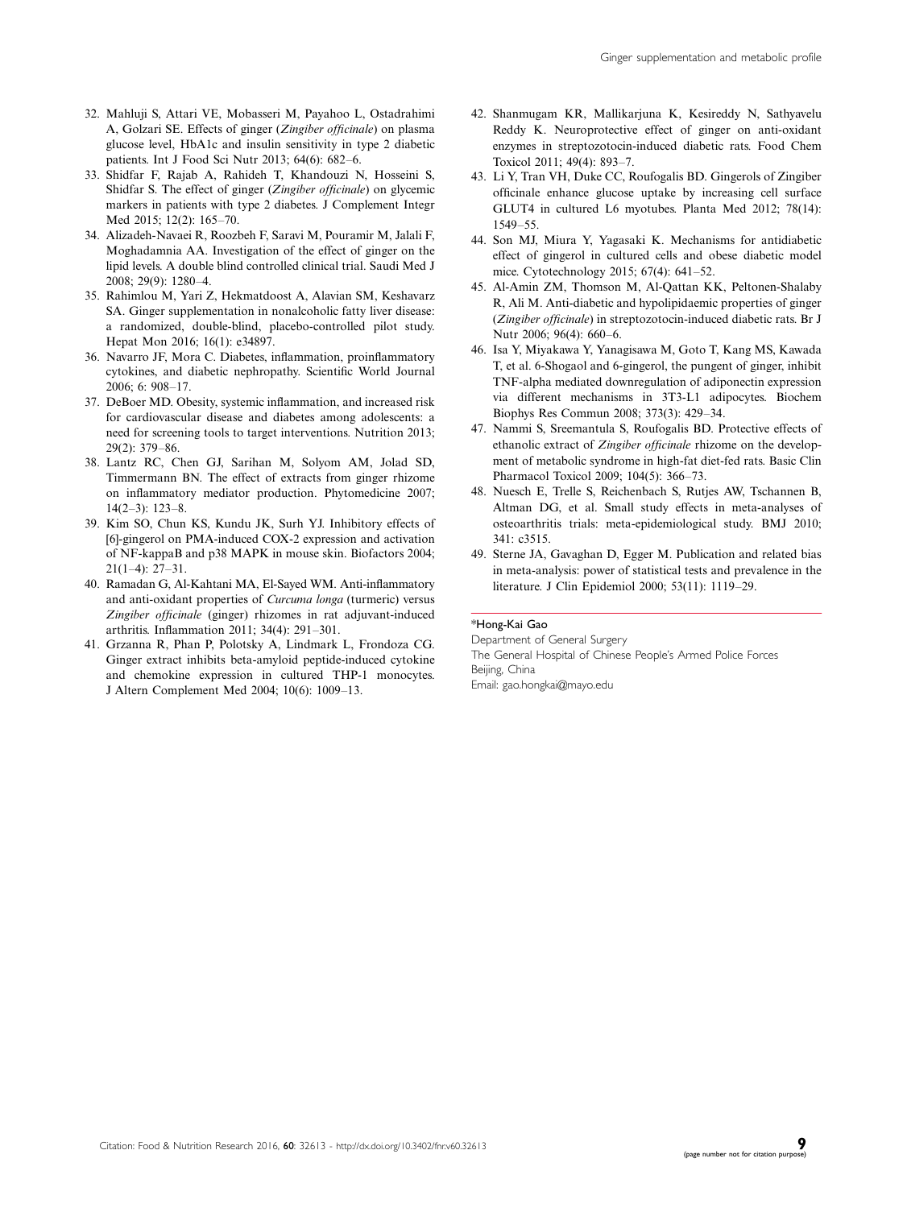32. Mahluji S, Attari VE, Mobasseri M, Payahoo L, Ostadrahimi A, Golzari SE. Effects of ginger (*Zingiber officinale*) on plasma glucose level, HbA1c and insulin sensitivity in type 2 diabetic patients. Int J Food Sci Nutr 2013; 64(6): 682–6.
33. Shidfar F, Rajab A, Rahideh T, Khandouzi N, Hosseini S, Shidfar S. The effect of ginger (*Zingiber officinale*) on glycemic markers in patients with type 2 diabetes. J Complement Integr Med 2015; 12(2): 165–70.
34. Alizadeh-Navaei R, Roozbeh F, Saravi M, Pouramir M, Jalali F, Moghadamnia AA. Investigation of the effect of ginger on the lipid levels. A double blind controlled clinical trial. Saudi Med J 2008; 29(9): 1280–4.
35. Rahimlou M, Yari Z, Hekmatdoost A, Alavian SM, Keshavarz SA. Ginger supplementation in nonalcoholic fatty liver disease: a randomized, double-blind, placebo-controlled pilot study. Hepat Mon 2016; 16(1): e34897.
36. Navarro JF, Mora C. Diabetes, inflammation, proinflammatory cytokines, and diabetic nephropathy. Scientific World Journal 2006; 6: 908–17.
37. DeBoer MD. Obesity, systemic inflammation, and increased risk for cardiovascular disease and diabetes among adolescents: a need for screening tools to target interventions. Nutrition 2013; 29(2): 379–86.
38. Lantz RC, Chen GJ, Sarihan M, Solyom AM, Jolad SD, Timmermann BN. The effect of extracts from ginger rhizome on inflammatory mediator production. Phytomedicine 2007; 14(2–3): 123–8.
39. Kim SO, Chun KS, Kundu JK, Surh YJ. Inhibitory effects of [6]-gingerol on PMA-induced COX-2 expression and activation of NF-kappaB and p38 MAPK in mouse skin. Biofactors 2004; 21(1–4): 27–31.
40. Ramadan G, Al-Kahtani MA, El-Sayed WM. Anti-inflammatory and anti-oxidant properties of *Curcuma longa* (turmeric) versus *Zingiber officinale* (ginger) rhizomes in rat adjuvant-induced arthritis. Inflammation 2011; 34(4): 291–301.
41. Grzanna R, Phan P, Polotsky A, Lindmark L, Frondoza CG. Ginger extract inhibits beta-amyloid peptide-induced cytokine and chemokine expression in cultured THP-1 monocytes. J Altern Complement Med 2004; 10(6): 1009–13.
42. Shanmugam KR, Mallikarjuna K, Kesireddy N, Sathyavelu Reddy K. Neuroprotective effect of ginger on anti-oxidant enzymes in streptozotocin-induced diabetic rats. Food Chem Toxicol 2011; 49(4): 893–7.
43. Li Y, Tran VH, Duke CC, Roufogalis BD. Gingerols of Zingiber officinale enhance glucose uptake by increasing cell surface GLUT4 in cultured L6 myotubes. Planta Med 2012; 78(14): 1549–55.
44. Son MJ, Miura Y, Yagasaki K. Mechanisms for antidiabetic effect of gingerol in cultured cells and obese diabetic model mice. Cytotechnology 2015; 67(4): 641–52.
45. Al-Amin ZM, Thomson M, Al-Qattan KK, Peltonen-Shalaby R, Ali M. Anti-diabetic and hypolipidaemic properties of ginger (*Zingiber officinale*) in streptozotocin-induced diabetic rats. Br J Nutr 2006; 96(4): 660–6.
46. Isa Y, Miyakawa Y, Yanagisawa M, Goto T, Kang MS, Kawada T, et al. 6-Shogaol and 6-gingerol, the pungent of ginger, inhibit TNF-alpha mediated downregulation of adiponectin expression via different mechanisms in 3T3-L1 adipocytes. Biochem Biophys Res Commun 2008; 373(3): 429–34.
47. Nammi S, Sreemantula S, Roufogalis BD. Protective effects of ethanolic extract of *Zingiber officinale* rhizome on the development of metabolic syndrome in high-fat diet-fed rats. Basic Clin Pharmacol Toxicol 2009; 104(5): 366–73.
48. Nuesch E, Trelle S, Reichenbach S, Rutjes AW, Tschannen B, Altman DG, et al. Small study effects in meta-analyses of osteoarthritis trials: meta-epidemiological study. BMJ 2010; 341: c3515.
49. Sterne JA, Gavaghan D, Egger M. Publication and related bias in meta-analysis: power of statistical tests and prevalence in the literature. J Clin Epidemiol 2000; 53(11): 1119–29.

---

*Hong-Kai Gao
Department of General Surgery
The General Hospital of Chinese People's Armed Police Forces
Beijing, China
Email: gao.hongkai@mayo.edu